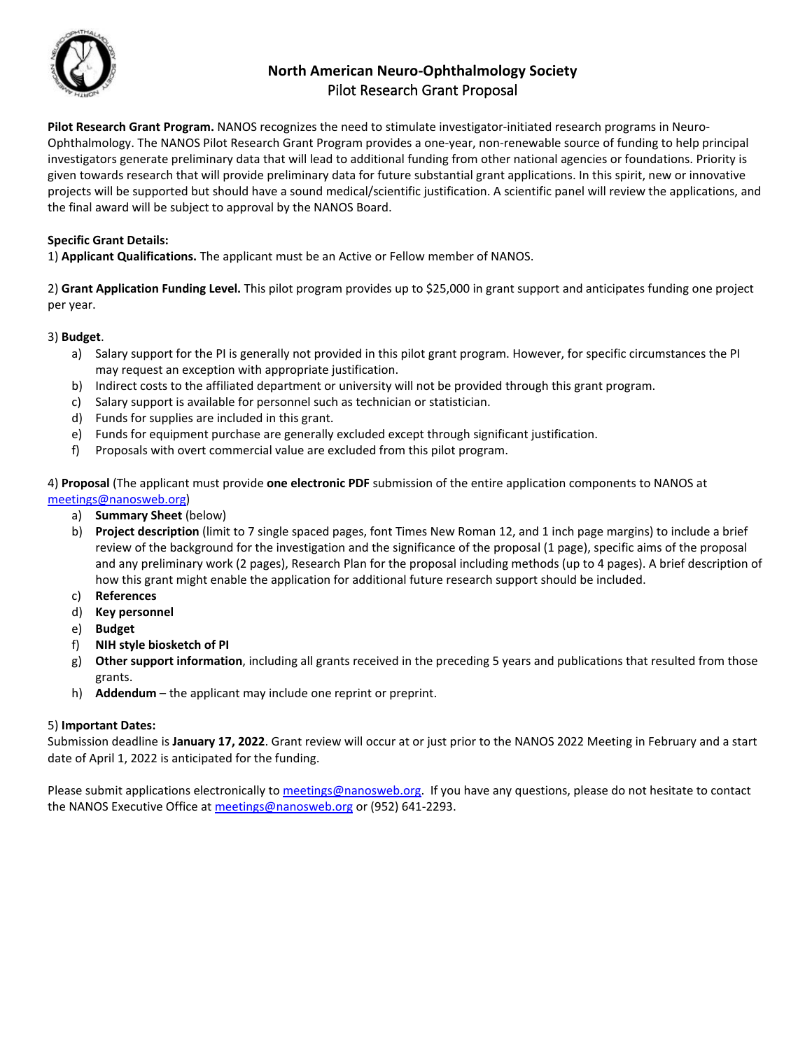# North American Neuro-Ophthalmology Society
## Pilot Research Grant Proposal

**Pilot Research Grant Program.** NANOS recognizes the need to stimulate investigator-initiated research programs in Neuro-Ophthalmology. The NANOS Pilot Research Grant Program provides a one-year, non-renewable source of funding to help principal investigators generate preliminary data that will lead to additional funding from other national agencies or foundations. Priority is given towards research that will provide preliminary data for future substantial grant applications. In this spirit, new or innovative projects will be supported but should have a sound medical/scientific justification. A scientific panel will review the applications, and the final award will be subject to approval by the NANOS Board.

**Specific Grant Details:**

1) **Applicant Qualifications.** The applicant must be an Active or Fellow member of NANOS.

2) **Grant Application Funding Level.** This pilot program provides up to $25,000 in grant support and anticipates funding one project per year.

3) **Budget**.

a) Salary support for the PI is generally not provided in this pilot grant program. However, for specific circumstances the PI may request an exception with appropriate justification.
b) Indirect costs to the affiliated department or university will not be provided through this grant program.
c) Salary support is available for personnel such as technician or statistician.
d) Funds for supplies are included in this grant.
e) Funds for equipment purchase are generally excluded except through significant justification.
f) Proposals with overt commercial value are excluded from this pilot program.

4) **Proposal** (The applicant must provide **one electronic PDF** submission of the entire application components to NANOS at meetings@nanosweb.org)

a) **Summary Sheet** (below)
b) **Project description** (limit to 7 single spaced pages, font Times New Roman 12, and 1 inch page margins) to include a brief review of the background for the investigation and the significance of the proposal (1 page), specific aims of the proposal and any preliminary work (2 pages), Research Plan for the proposal including methods (up to 4 pages). A brief description of how this grant might enable the application for additional future research support should be included.
c) **References**
d) **Key personnel**
e) **Budget**
f) **NIH style biosketch of PI**
g) **Other support information**, including all grants received in the preceding 5 years and publications that resulted from those grants.
h) **Addendum** – the applicant may include one reprint or preprint.

5) **Important Dates:**

Submission deadline is **January 17, 2022**. Grant review will occur at or just prior to the NANOS 2022 Meeting in February and a start date of April 1, 2022 is anticipated for the funding.

Please submit applications electronically to meetings@nanosweb.org. If you have any questions, please do not hesitate to contact the NANOS Executive Office at meetings@nanosweb.org or (952) 641-2293.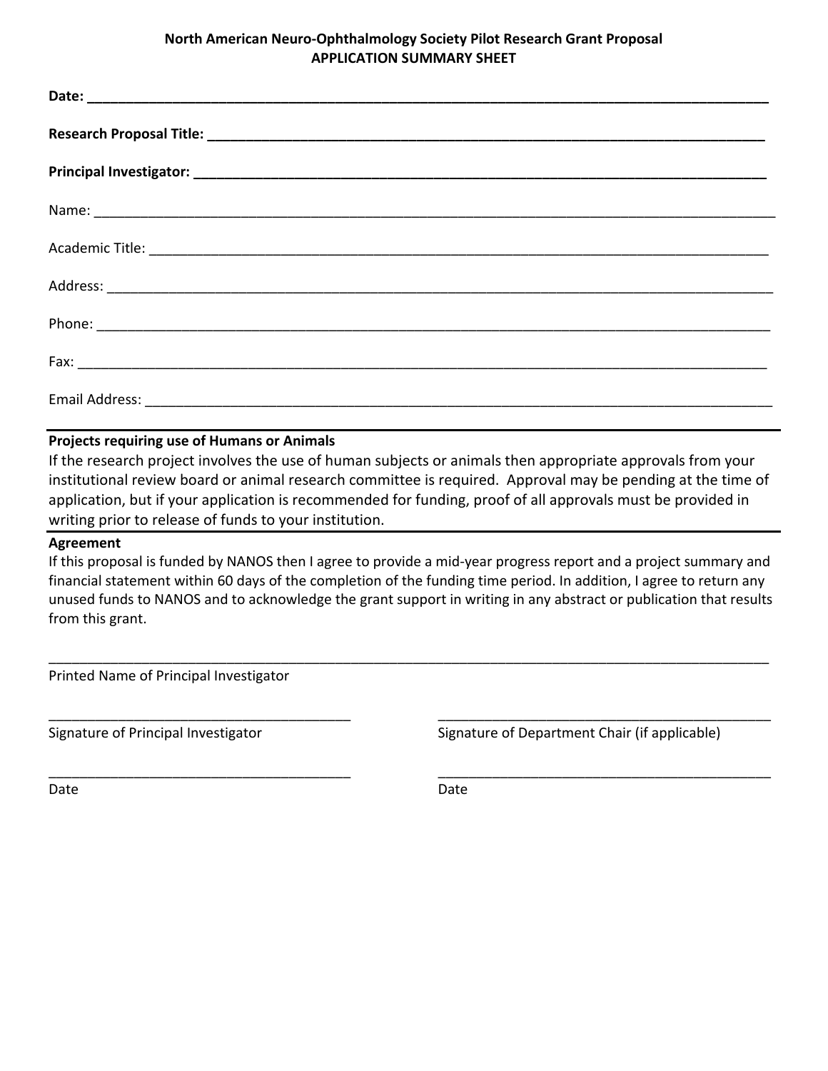**North American Neuro-Ophthalmology Society Pilot Research Grant Proposal**
**APPLICATION SUMMARY SHEET**

**Date:** ______________________________________________________________________________

**Research Proposal Title:** ____________________________________________________________

**Principal Investigator:** _____________________________________________________________

Name: _________________________________________________________________________________

Academic Title: ______________________________________________________________________

Address: ______________________________________________________________________________

Phone: ________________________________________________________________________________

Fax: __________________________________________________________________________________

Email Address: _______________________________________________________________________

---

**Projects requiring use of Humans or Animals**

If the research project involves the use of human subjects or animals then appropriate approvals from your institutional review board or animal research committee is required. Approval may be pending at the time of application, but if your application is recommended for funding, proof of all approvals must be provided in writing prior to release of funds to your institution.

---

**Agreement**

If this proposal is funded by NANOS then I agree to provide a mid-year progress report and a project summary and financial statement within 60 days of the completion of the funding time period. In addition, I agree to return any unused funds to NANOS and to acknowledge the grant support in writing in any abstract or publication that results from this grant.

_______________________________________________________________________________________

Printed Name of Principal Investigator

______________________________________

Signature of Principal Investigator

______________________________________

Signature of Department Chair (if applicable)

______________________________________

Date

______________________________________

Date